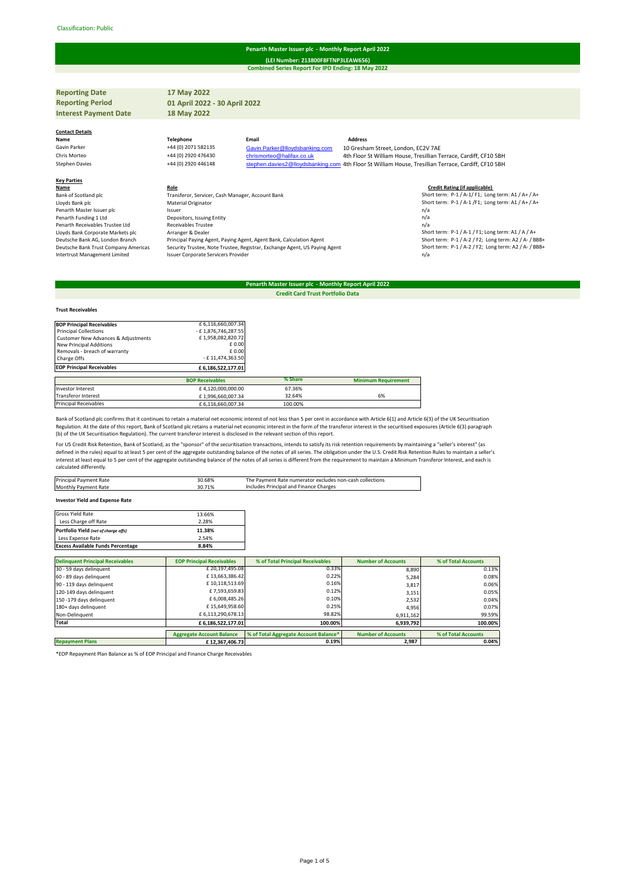Classification: Public

# Penarth Master Issuer plc - Monthly Report April 2022

**(LEI Number: 213800F8FTNP3LEAW656)**

**Combined Series Report For IPD Ending: 18 May 2022**

| | |
|---|---|
| **Reporting Date** | **17 May 2022** |
| **Reporting Period** | **01 April 2022 - 30 April 2022** |
| **Interest Payment Date** | **18 May 2022** |

**Contact Details**

| Name | Telephone | Email | Address |
|---|---|---|---|
| Gavin Parker | +44 (0) 2071 582135 | Gavin.Parker@lloydsbanking.com | 10 Gresham Street, London, EC2V 7AE |
| Chris Morteo | +44 (0) 2920 476430 | chrismorteo@halifax.co.uk | 4th Floor St William House, Tresillian Terrace, Cardiff, CF10 5BH |
| Stephen Davies | +44 (0) 2920 446148 | stephen.davies2@lloydsbanking.com | 4th Floor St William House, Tresillian Terrace, Cardiff, CF10 5BH |

**Key Parties**

| Name | Role | Credit Rating (if applicable) |
|---|---|---|
| Bank of Scotland plc | Transferor, Servicer, Cash Manager, Account Bank | Short term: P-1 / A-1/ F1; Long term: A1 / A+ / A+ |
| Lloyds Bank plc | Material Originator | Short term: P-1 / A-1 /F1; Long term: A1 / A+ / A+ |
| Penarth Master Issuer plc | Issuer | n/a |
| Penarth Funding 1 Ltd | Depositors, Issuing Entity | n/a |
| Penarth Receivables Trustee Ltd | Receivables Trustee | n/a |
| Lloyds Bank Corporate Markets plc | Arranger & Dealer | Short term: P-1 / A-1 / F1; Long term: A1 / A / A+ |
| Deutsche Bank AG, London Branch | Principal Paying Agent, Paying Agent, Agent Bank, Calculation Agent | Short term: P-1 / A-2 / F2; Long term: A2 / A- / BBB+ |
| Deutsche Bank Trust Company Americas | Security Trustee, Note Trustee, Registrar, Exchange Agent, US Paying Agent | Short term: P-1 / A-2 / F2; Long term: A2 / A- / BBB+ |
| Intertrust Management Limited | Issuer Corporate Servicers Provider | n/a |

# Penarth Master Issuer plc - Monthly Report April 2022

**Credit Card Trust Portfolio Data**

**Trust Receivables**

| | |
|---|---|
| **BOP Principal Receivables** | £ 6,116,660,007.34 |
| Principal Collections | - £ 1,876,746,287.55 |
| Customer New Advances & Adjustments | £ 1,958,082,820.72 |
| New Principal Additions | £ 0.00 |
| Removals - breach of warranty | £ 0.00 |
| Charge Offs | - £ 11,474,363.50 |
| **EOP Principal Receivables** | **£ 6,186,522,177.01** |

| | BOP Receivables | % Share | Minimum Requirement |
|---|---|---|---|
| Investor Interest | £ 4,120,000,000.00 | 67.36% | |
| Transferor Interest | £ 1,996,660,007.34 | 32.64% | 6% |
| Principal Receivables | £ 6,116,660,007.34 | 100.00% | |

Bank of Scotland plc confirms that it continues to retain a material net economic interest of not less than 5 per cent in accordance with Article 6(1) and Article 6(3) of the UK Securitisation Regulation. At the date of this report, Bank of Scotland plc retains a material net economic interest in the form of the transferor interest in the securitised exposures (Article 6(3) paragraph (b) of the UK Securitisation Regulation). The current transferor interest is disclosed in the relevant section of this report.

For US Credit Risk Retention, Bank of Scotland, as the "sponsor" of the securitisation transactions, intends to satisfy its risk retention requirements by maintaining a "seller's interest" (as defined in the rules) equal to at least 5 per cent of the aggregate outstanding balance of the notes of all series. The obligation under the U.S. Credit Risk Retention Rules to maintain a seller's interest at least equal to 5 per cent of the aggregate outstanding balance of the notes of all series is different from the requirement to maintain a Minimum Transferor Interest, and each is calculated differently.

| | | |
|---|---|---|
| Principal Payment Rate | 30.68% | The Payment Rate numerator excludes non-cash collections |
| Monthly Payment Rate | 30.71% | Includes Principal and Finance Charges |

**Investor Yield and Expense Rate**

| | |
|---|---|
| Gross Yield Rate | 13.66% |
| Less Charge off Rate | 2.28% |
| ***Portfolio Yield** (net of charge offs)* | **11.38%** |
| Less Expense Rate | 2.54% |
| **Excess Available Funds Percentage** | **8.84%** |

| Delinquent Principal Receivables | EOP Principal Receivables | % of Total Principal Receivables | Number of Accounts | % of Total Accounts |
|---|---|---|---|---|
| 30 - 59 days delinquent | £ 20,197,495.08 | 0.33% | 8,890 | 0.13% |
| 60 - 89 days delinquent | £ 13,663,386.42 | 0.22% | 5,284 | 0.08% |
| 90 - 119 days delinquent | £ 10,118,513.69 | 0.16% | 3,817 | 0.06% |
| 120-149 days delinquent | £ 7,593,659.83 | 0.12% | 3,151 | 0.05% |
| 150 -179 days delinquent | £ 6,008,485.26 | 0.10% | 2,532 | 0.04% |
| 180+ days delinquent | £ 15,649,958.60 | 0.25% | 4,956 | 0.07% |
| Non-Delinquent | £ 6,113,290,678.13 | 98.82% | 6,911,162 | 99.59% |
| **Total** | **£ 6,186,522,177.01** | **100.00%** | **6,939,792** | **100.00%** |

| | Aggregate Account Balance | % of Total Aggregate Account Balance* | Number of Accounts | % of Total Accounts |
|---|---|---|---|---|
| **Repayment Plans** | **£ 12,367,406.73** | **0.19%** | **2,987** | **0.04%** |

*EOP Repayment Plan Balance as % of EOP Principal and Finance Charge Receivables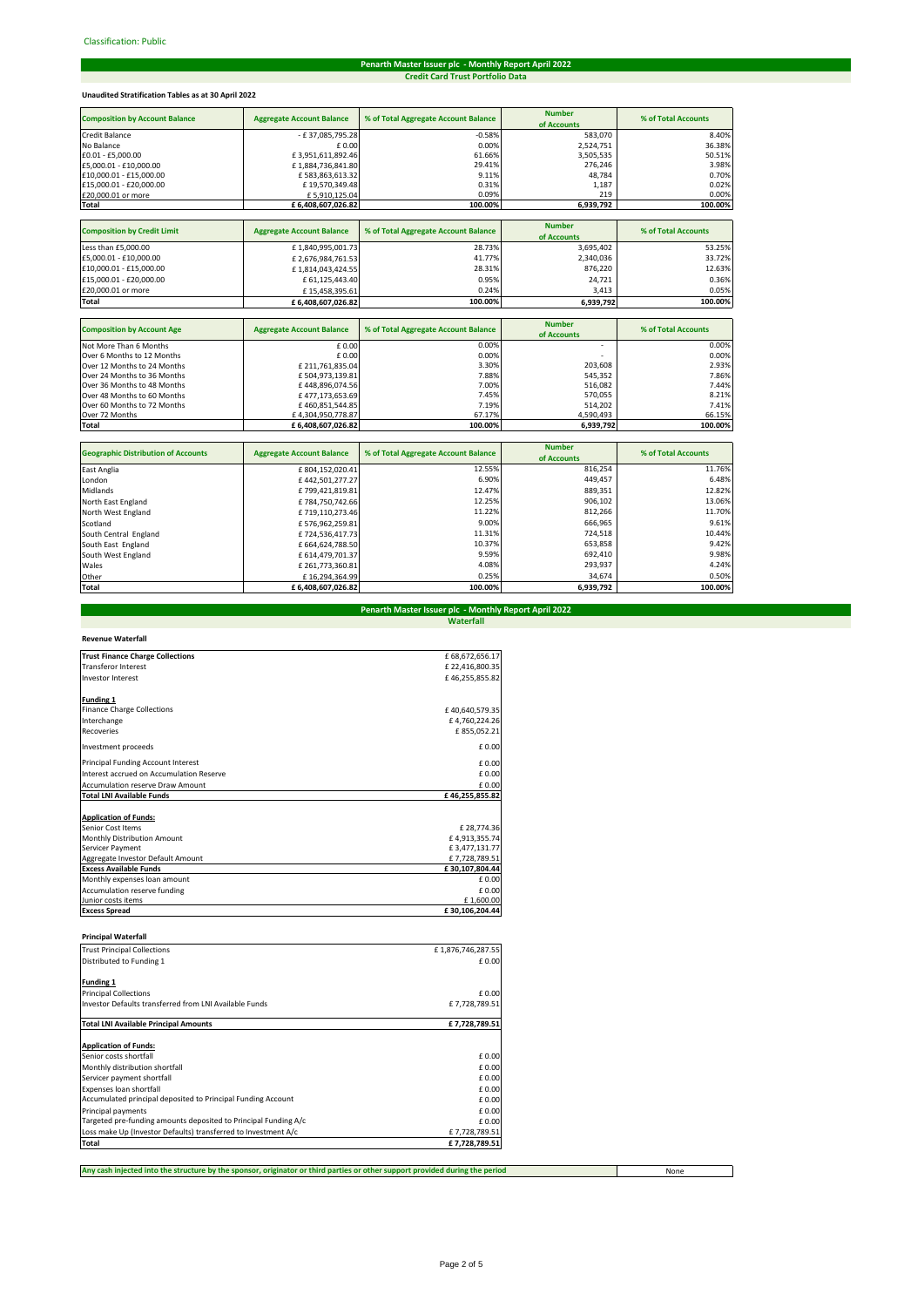Classification: Public

## Penarth Master Issuer plc - Monthly Report April 2022

### Credit Card Trust Portfolio Data

**Unaudited Stratification Tables as at 30 April 2022**

| Composition by Account Balance | Aggregate Account Balance | % of Total Aggregate Account Balance | Number of Accounts | % of Total Accounts |
|---|---|---|---|---|
| Credit Balance | - £ 37,085,795.28 | -0.58% | 583,070 | 8.40% |
| No Balance | £ 0.00 | 0.00% | 2,524,751 | 36.38% |
| £0.01 - £5,000.00 | £ 3,951,611,892.46 | 61.66% | 3,505,535 | 50.51% |
| £5,000.01 - £10,000.00 | £ 1,884,736,841.80 | 29.41% | 276,246 | 3.98% |
| £10,000.01 - £15,000.00 | £ 583,863,613.32 | 9.11% | 48,784 | 0.70% |
| £15,000.01 - £20,000.00 | £ 19,570,349.48 | 0.31% | 1,187 | 0.02% |
| £20,000.01 or more | £ 5,910,125.04 | 0.09% | 219 | 0.00% |
| **Total** | **£ 6,408,607,026.82** | **100.00%** | **6,939,792** | **100.00%** |

| Composition by Credit Limit | Aggregate Account Balance | % of Total Aggregate Account Balance | Number of Accounts | % of Total Accounts |
|---|---|---|---|---|
| Less than £5,000.00 | £ 1,840,995,001.73 | 28.73% | 3,695,402 | 53.25% |
| £5,000.01 - £10,000.00 | £ 2,676,984,761.53 | 41.77% | 2,340,036 | 33.72% |
| £10,000.01 - £15,000.00 | £ 1,814,043,424.55 | 28.31% | 876,220 | 12.63% |
| £15,000.01 - £20,000.00 | £ 61,125,443.40 | 0.95% | 24,721 | 0.36% |
| £20,000.01 or more | £ 15,458,395.61 | 0.24% | 3,413 | 0.05% |
| **Total** | **£ 6,408,607,026.82** | **100.00%** | **6,939,792** | **100.00%** |

| Composition by Account Age | Aggregate Account Balance | % of Total Aggregate Account Balance | Number of Accounts | % of Total Accounts |
|---|---|---|---|---|
| Not More Than 6 Months | £ 0.00 | 0.00% | - | 0.00% |
| Over 6 Months to 12 Months | £ 0.00 | 0.00% | - | 0.00% |
| Over 12 Months to 24 Months | £ 211,761,835.04 | 3.30% | 203,608 | 2.93% |
| Over 24 Months to 36 Months | £ 504,973,139.81 | 7.88% | 545,352 | 7.86% |
| Over 36 Months to 48 Months | £ 448,896,074.56 | 7.00% | 516,082 | 7.44% |
| Over 48 Months to 60 Months | £ 477,173,653.69 | 7.45% | 570,055 | 8.21% |
| Over 60 Months to 72 Months | £ 460,851,544.85 | 7.19% | 514,202 | 7.41% |
| Over 72 Months | £ 4,304,950,778.87 | 67.17% | 4,590,493 | 66.15% |
| **Total** | **£ 6,408,607,026.82** | **100.00%** | **6,939,792** | **100.00%** |

| Geographic Distribution of Accounts | Aggregate Account Balance | % of Total Aggregate Account Balance | Number of Accounts | % of Total Accounts |
|---|---|---|---|---|
| East Anglia | £ 804,152,020.41 | 12.55% | 816,254 | 11.76% |
| London | £ 442,501,277.27 | 6.90% | 449,457 | 6.48% |
| Midlands | £ 799,421,819.81 | 12.47% | 889,351 | 12.82% |
| North East England | £ 784,750,742.66 | 12.25% | 906,102 | 13.06% |
| North West England | £ 719,110,273.46 | 11.22% | 812,266 | 11.70% |
| Scotland | £ 576,962,259.81 | 9.00% | 666,965 | 9.61% |
| South Central England | £ 724,536,417.73 | 11.31% | 724,518 | 10.44% |
| South East England | £ 664,624,788.50 | 10.37% | 653,858 | 9.42% |
| South West England | £ 614,479,701.37 | 9.59% | 692,410 | 9.98% |
| Wales | £ 261,773,360.81 | 4.08% | 293,937 | 4.24% |
| Other | £ 16,294,364.99 | 0.25% | 34,674 | 0.50% |
| **Total** | **£ 6,408,607,026.82** | **100.00%** | **6,939,792** | **100.00%** |

## Penarth Master Issuer plc - Monthly Report April 2022

### Waterfall

**Revenue Waterfall**

| | |
|---|---|
| **Trust Finance Charge Collections** | £ 68,672,656.17 |
| Transferor Interest | £ 22,416,800.35 |
| Investor Interest | £ 46,255,855.82 |
| | |
| **Funding 1** | |
| Finance Charge Collections | £ 40,640,579.35 |
| Interchange | £ 4,760,224.26 |
| Recoveries | £ 855,052.21 |
| Investment proceeds | £ 0.00 |
| Principal Funding Account Interest | £ 0.00 |
| Interest accrued on Accumulation Reserve | £ 0.00 |
| Accumulation reserve Draw Amount | £ 0.00 |
| **Total LNI Available Funds** | **£ 46,255,855.82** |
| | |
| **Application of Funds:** | |
| Senior Cost Items | £ 28,774.36 |
| Monthly Distribution Amount | £ 4,913,355.74 |
| Servicer Payment | £ 3,477,131.77 |
| Aggregate Investor Default Amount | £ 7,728,789.51 |
| **Excess Available Funds** | **£ 30,107,804.44** |
| Monthly expenses loan amount | £ 0.00 |
| Accumulation reserve funding | £ 0.00 |
| Junior costs items | £ 1,600.00 |
| **Excess Spread** | **£ 30,106,204.44** |

**Principal Waterfall**

| | |
|---|---|
| Trust Principal Collections | £ 1,876,746,287.55 |
| Distributed to Funding 1 | £ 0.00 |
| | |
| **Funding 1** | |
| Principal Collections | £ 0.00 |
| Investor Defaults transferred from LNI Available Funds | £ 7,728,789.51 |
| | |
| **Total LNI Available Principal Amounts** | **£ 7,728,789.51** |
| | |
| **Application of Funds:** | |
| Senior costs shortfall | £ 0.00 |
| Monthly distribution shortfall | £ 0.00 |
| Servicer payment shortfall | £ 0.00 |
| Expenses loan shortfall | £ 0.00 |
| Accumulated principal deposited to Principal Funding Account | £ 0.00 |
| Principal payments | £ 0.00 |
| Targeted pre-funding amounts deposited to Principal Funding A/c | £ 0.00 |
| Loss make Up (Investor Defaults) transferred to Investment A/c | £ 7,728,789.51 |
| **Total** | **£ 7,728,789.51** |

| | |
|---|---|
| **Any cash injected into the structure by the sponsor, originator or third parties or other support provided during the period** | None |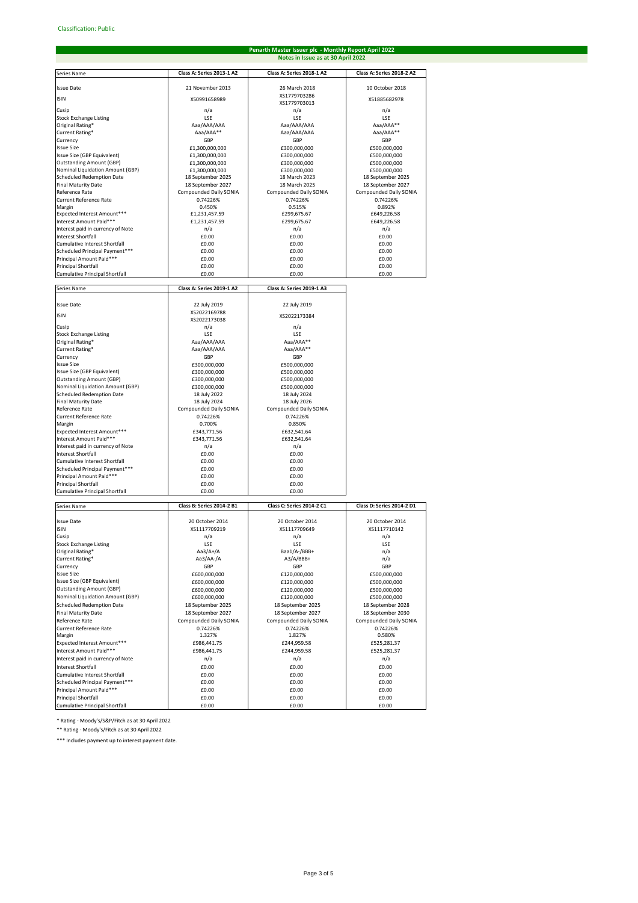Classification: Public

## Penarth Master Issuer plc - Monthly Report April 2022

### Notes in Issue as at 30 April 2022

| Series Name | Class A: Series 2013-1 A2 | Class A: Series 2018-1 A2 | Class A: Series 2018-2 A2 |
|---|---|---|---|
| Issue Date | 21 November 2013 | 26 March 2018 | 10 October 2018 |
| ISIN | XS0991658989 | XS1779703286 XS1779703013 | XS1885682978 |
| Cusip | n/a | n/a | n/a |
| Stock Exchange Listing | LSE | LSE | LSE |
| Original Rating* | Aaa/AAA/AAA | Aaa/AAA/AAA | Aaa/AAA** |
| Current Rating* | Aaa/AAA** | Aaa/AAA/AAA | Aaa/AAA** |
| Currency | GBP | GBP | GBP |
| Issue Size | £1,300,000,000 | £300,000,000 | £500,000,000 |
| Issue Size (GBP Equivalent) | £1,300,000,000 | £300,000,000 | £500,000,000 |
| Outstanding Amount (GBP) | £1,300,000,000 | £300,000,000 | £500,000,000 |
| Nominal Liquidation Amount (GBP) | £1,300,000,000 | £300,000,000 | £500,000,000 |
| Scheduled Redemption Date | 18 September 2025 | 18 March 2023 | 18 September 2025 |
| Final Maturity Date | 18 September 2027 | 18 March 2025 | 18 September 2027 |
| Reference Rate | Compounded Daily SONIA | Compounded Daily SONIA | Compounded Daily SONIA |
| Current Reference Rate | 0.74226% | 0.74226% | 0.74226% |
| Margin | 0.450% | 0.515% | 0.892% |
| Expected Interest Amount*** | £1,231,457.59 | £299,675.67 | £649,226.58 |
| Interest Amount Paid*** | £1,231,457.59 | £299,675.67 | £649,226.58 |
| Interest paid in currency of Note | n/a | n/a | n/a |
| Interest Shortfall | £0.00 | £0.00 | £0.00 |
| Cumulative Interest Shortfall | £0.00 | £0.00 | £0.00 |
| Scheduled Principal Payment*** | £0.00 | £0.00 | £0.00 |
| Principal Amount Paid*** | £0.00 | £0.00 | £0.00 |
| Principal Shortfall | £0.00 | £0.00 | £0.00 |
| Cumulative Principal Shortfall | £0.00 | £0.00 | £0.00 |

| Series Name | Class A: Series 2019-1 A2 | Class A: Series 2019-1 A3 |
|---|---|---|
| Issue Date | 22 July 2019 | 22 July 2019 |
| ISIN | XS2022169788 XS2022173038 | XS2022173384 |
| Cusip | n/a | n/a |
| Stock Exchange Listing | LSE | LSE |
| Original Rating* | Aaa/AAA/AAA | Aaa/AAA** |
| Current Rating* | Aaa/AAA/AAA | Aaa/AAA** |
| Currency | GBP | GBP |
| Issue Size | £300,000,000 | £500,000,000 |
| Issue Size (GBP Equivalent) | £300,000,000 | £500,000,000 |
| Outstanding Amount (GBP) | £300,000,000 | £500,000,000 |
| Nominal Liquidation Amount (GBP) | £300,000,000 | £500,000,000 |
| Scheduled Redemption Date | 18 July 2022 | 18 July 2024 |
| Final Maturity Date | 18 July 2024 | 18 July 2026 |
| Reference Rate | Compounded Daily SONIA | Compounded Daily SONIA |
| Current Reference Rate | 0.74226% | 0.74226% |
| Margin | 0.700% | 0.850% |
| Expected Interest Amount*** | £343,771.56 | £632,541.64 |
| Interest Amount Paid*** | £343,771.56 | £632,541.64 |
| Interest paid in currency of Note | n/a | n/a |
| Interest Shortfall | £0.00 | £0.00 |
| Cumulative Interest Shortfall | £0.00 | £0.00 |
| Scheduled Principal Payment*** | £0.00 | £0.00 |
| Principal Amount Paid*** | £0.00 | £0.00 |
| Principal Shortfall | £0.00 | £0.00 |
| Cumulative Principal Shortfall | £0.00 | £0.00 |

| Series Name | Class B: Series 2014-2 B1 | Class C: Series 2014-2 C1 | Class D: Series 2014-2 D1 |
|---|---|---|---|
| Issue Date | 20 October 2014 | 20 October 2014 | 20 October 2014 |
| ISIN | XS1117709219 | XS1117709649 | XS1117710142 |
| Cusip | n/a | n/a | n/a |
| Stock Exchange Listing | LSE | LSE | LSE |
| Original Rating* | Aa3/A+/A | Baa1/A-/BBB+ | n/a |
| Current Rating* | Aa3/AA-/A | A3/A/BBB+ | n/a |
| Currency | GBP | GBP | GBP |
| Issue Size | £600,000,000 | £120,000,000 | £500,000,000 |
| Issue Size (GBP Equivalent) | £600,000,000 | £120,000,000 | £500,000,000 |
| Outstanding Amount (GBP) | £600,000,000 | £120,000,000 | £500,000,000 |
| Nominal Liquidation Amount (GBP) | £600,000,000 | £120,000,000 | £500,000,000 |
| Scheduled Redemption Date | 18 September 2025 | 18 September 2025 | 18 September 2028 |
| Final Maturity Date | 18 September 2027 | 18 September 2027 | 18 September 2030 |
| Reference Rate | Compounded Daily SONIA | Compounded Daily SONIA | Compounded Daily SONIA |
| Current Reference Rate | 0.74226% | 0.74226% | 0.74226% |
| Margin | 1.327% | 1.827% | 0.580% |
| Expected Interest Amount*** | £986,441.75 | £244,959.58 | £525,281.37 |
| Interest Amount Paid*** | £986,441.75 | £244,959.58 | £525,281.37 |
| Interest paid in currency of Note | n/a | n/a | n/a |
| Interest Shortfall | £0.00 | £0.00 | £0.00 |
| Cumulative Interest Shortfall | £0.00 | £0.00 | £0.00 |
| Scheduled Principal Payment*** | £0.00 | £0.00 | £0.00 |
| Principal Amount Paid*** | £0.00 | £0.00 | £0.00 |
| Principal Shortfall | £0.00 | £0.00 | £0.00 |
| Cumulative Principal Shortfall | £0.00 | £0.00 | £0.00 |

* Rating - Moody's/S&P/Fitch as at 30 April 2022

** Rating - Moody's/Fitch as at 30 April 2022

*** Includes payment up to interest payment date.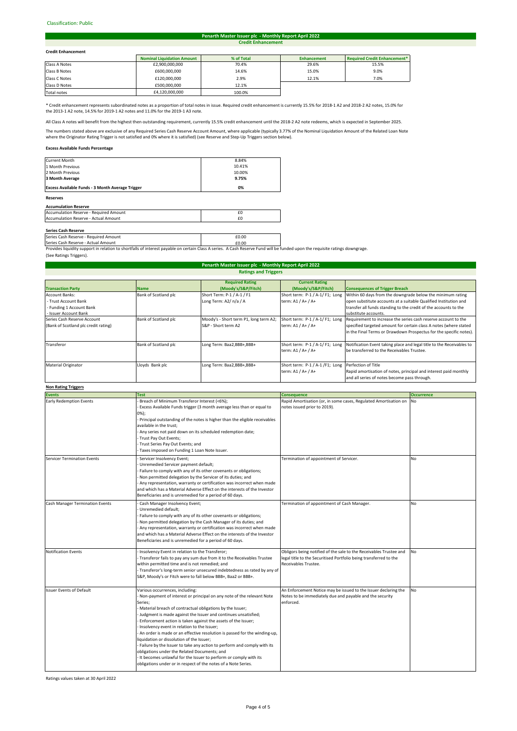Classification: Public

## Penarth Master Issuer plc - Monthly Report April 2022

### Credit Enhancement

**Credit Enhancement**

| | Nominal Liquidation Amount | % of Total | Enhancement | Required Credit Enhancement* |
|---|---|---|---|---|
| Class A Notes | £2,900,000,000 | 70.4% | 29.6% | 15.5% |
| Class B Notes | £600,000,000 | 14.6% | 15.0% | 9.0% |
| Class C Notes | £120,000,000 | 2.9% | 12.1% | 7.0% |
| Class D Notes | £500,000,000 | 12.1% | | |
| Total notes | £4,120,000,000 | 100.0% | | |

* Credit enhancement represents subordinated notes as a proportion of total notes in issue. Required credit enhancement is currently 15.5% for 2018-1 A2 and 2018-2 A2 notes, 15.0% for the 2013-1 A2 note, 14.5% for 2019-1 A2 notes and 11.0% for the 2019-1 A3 note.

All Class A notes will benefit from the highest then outstanding requirement, currently 15.5% credit enhancement until the 2018-2 A2 note redeems, which is expected in September 2025.

The numbers stated above are exclusive of any Required Series Cash Reserve Account Amount, where applicable (typically 3.77% of the Nominal Liquidation Amount of the Related Loan Note where the Originator Rating Trigger is not satisfied and 0% where it is satisfied) (see Reserve and Step-Up Triggers section below).

**Excess Available Funds Percentage**

| | |
|---|---|
| Current Month | 8.84% |
| 1 Month Previous | 10.41% |
| 2 Month Previous | 10.00% |
| **3 Month Average** | **9.75%** |
| **Excess Available Funds - 3 Month Average Trigger** | **0%** |

**Reserves**

**Accumulation Reserve**

| | |
|---|---|
| Accumulation Reserve - Required Amount | £0 |
| Accumulation Reserve - Actual Amount | £0 |

**Series Cash Reserve**

| | |
|---|---|
| Series Cash Reserve - Required Amount | £0.00 |
| Series Cash Reserve - Actual Amount | £0.00 |

Provides liquidity support in relation to shortfalls of interest payable on certain Class A series. A Cash Reserve Fund will be funded upon the requisite ratings downgrade.
(See Ratings Triggers).

## Penarth Master Issuer plc - Monthly Report April 2022

### Ratings and Triggers

| Transaction Party | Name | Required Rating (Moody's/S&P/Fitch) | Current Rating (Moody's/S&P/Fitch) | Consequences of Trigger Breach |
|---|---|---|---|---|
| Account Banks:<br>- Trust Account Bank<br>- Funding 1 Account Bank<br>- Issuer Account Bank | Bank of Scotland plc | Short Term: P-1 / A-1 / F1<br>Long Term: A2/ n/a / A | Short term: P-1 / A-1/ F1; Long term: A1 / A+ / A+ | Within 60 days from the downgrade below the minimum rating open substitute accounts at a suitable Qualified Institution and transfer all funds standing to the credit of the accounts to the substitute accounts. |
| Series Cash Reserve Account<br>(Bank of Scotland plc credit rating) | Bank of Scotland plc | Moody's - Short term P1, long term A2;<br>S&P - Short term A2 | Short term: P-1 / A-1/ F1; Long term: A1 / A+ / A+ | Requirement to increase the series cash reserve account to the specified targeted amount for certain class A notes (where stated in the Final Terms or Drawdown Prospectus for the specific notes). |
| Transferor | Bank of Scotland plc | Long Term: Baa2,BBB+,BBB+ | Short term: P-1 / A-1/ F1; Long term: A1 / A+ / A+ | Notification Event taking place and legal title to the Receivables to be transferred to the Receivables Trustee. |
| Material Originator | Lloyds Bank plc | Long Term: Baa2,BBB+,BBB+ | Short term: P-1 / A-1 /F1; Long term: A1 / A+ / A+ | Perfection of Title<br>Rapid amortisation of notes, principal and interest paid monthly and all series of notes become pass through. |

**Non Rating Triggers**

| Events | Test | Consequence | Occurrence |
|---|---|---|---|
| Early Redemption Events | - Breach of Minimum Transferor Interest (<6%);<br>- Excess Available Funds trigger (3 month average less than or equal to 0%);<br>- Principal outstanding of the notes is higher than the eligible receivables available in the trust;<br>- Any series not paid down on its scheduled redemption date;<br>- Trust Pay Out Events;<br>- Trust Series Pay Out Events; and<br>- Taxes imposed on Funding 1 Loan Note Issuer. | Rapid Amortisation (or, in some cases, Regulated Amortisation on notes issued prior to 2019). | No |
| Servicer Termination Events | - Servicer Insolvency Event;<br>- Unremedied Servicer payment default;<br>- Failure to comply with any of its other covenants or obligations;<br>- Non permitted delegation by the Servicer of its duties; and<br>- Any representation, warranty or certification was incorrect when made and which has a Material Adverse Effect on the interests of the Investor Beneficiaries and is unremedied for a period of 60 days. | Termination of appointment of Servicer. | No |
| Cash Manager Termination Events | - Cash Manager Insolvency Event;<br>- Unremedied default;<br>- Failure to comply with any of its other covenants or obligations;<br>- Non permitted delegation by the Cash Manager of its duties; and<br>- Any representation, warranty or certification was incorrect when made and which has a Material Adverse Effect on the interests of the Investor Beneficiaries and is unremedied for a period of 60 days. | Termination of appointment of Cash Manager. | No |
| Notification Events | - Insolvency Event in relation to the Transferor;<br>- Transferor fails to pay any sum due from it to the Receivables Trustee within permitted time and is not remedied; and<br>- Transferor's long-term senior unsecured indebtedness as rated by any of S&P, Moody's or Fitch were to fall below BBB+, Baa2 or BBB+. | Obligors being notified of the sale to the Receivables Trustee and legal title to the Securitised Portfolio being transferred to the Receivables Trustee. | No |
| Issuer Events of Default | Various occurrences, including:<br>- Non-payment of interest or principal on any note of the relevant Note Series;<br>- Material breach of contractual obligations by the Issuer;<br>- Judgment is made against the Issuer and continues unsatisfied;<br>- Enforcement action is taken against the assets of the Issuer;<br>- Insolvency event in relation to the Issuer;<br>- An order is made or an effective resolution is passed for the winding-up, liquidation or dissolution of the Issuer;<br>- Failure by the Issuer to take any action to perform and comply with its obligations under the Related Documents; and<br>- It becomes unlawful for the Issuer to perform or comply with its obligations under or in respect of the notes of a Note Series. | An Enforcement Notice may be issued to the Issuer declaring the Notes to be immediately due and payable and the security enforced. | No |

Ratings values taken at 30 April 2022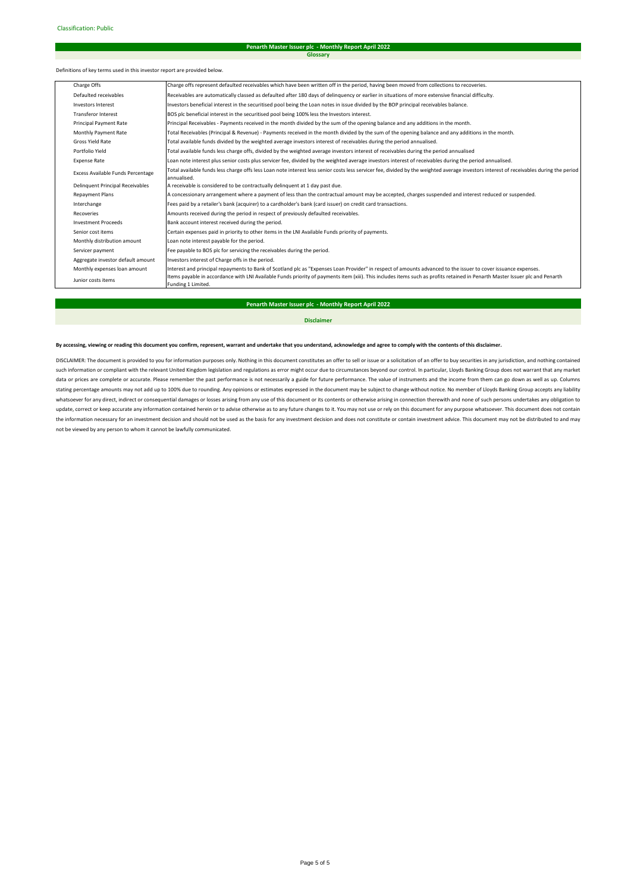Classification: Public

## Penarth Master Issuer plc - Monthly Report April 2022

### Glossary

Definitions of key terms used in this investor report are provided below.

| | |
|---|---|
| Charge Offs | Charge offs represent defaulted receivables which have been written off in the period, having been moved from collections to recoveries. |
| Defaulted receivables | Receivables are automatically classed as defaulted after 180 days of delinquency or earlier in situations of more extensive financial difficulty. |
| Investors Interest | Investors beneficial interest in the securitised pool being the Loan notes in issue divided by the BOP principal receivables balance. |
| Transferor Interest | BOS plc beneficial interest in the securitised pool being 100% less the Investors interest. |
| Principal Payment Rate | Principal Receivables - Payments received in the month divided by the sum of the opening balance and any additions in the month. |
| Monthly Payment Rate | Total Receivables (Principal & Revenue) - Payments received in the month divided by the sum of the opening balance and any additions in the month. |
| Gross Yield Rate | Total available funds divided by the weighted average investors interest of receivables during the period annualised. |
| Portfolio Yield | Total available funds less charge offs, divided by the weighted average investors interest of receivables during the period annualised |
| Expense Rate | Loan note interest plus senior costs plus servicer fee, divided by the weighted average investors interest of receivables during the period annualised. |
| Excess Available Funds Percentage | Total available funds less charge offs less Loan note interest less senior costs less servicer fee, divided by the weighted average investors interest of receivables during the period annualised. |
| Delinquent Principal Receivables | A receivable is considered to be contractually delinquent at 1 day past due. |
| Repayment Plans | A concessionary arrangement where a payment of less than the contractual amount may be accepted, charges suspended and interest reduced or suspended. |
| Interchange | Fees paid by a retailer's bank (acquirer) to a cardholder's bank (card issuer) on credit card transactions. |
| Recoveries | Amounts received during the period in respect of previously defaulted receivables. |
| Investment Proceeds | Bank account interest received during the period. |
| Senior cost items | Certain expenses paid in priority to other items in the LNI Available Funds priority of payments. |
| Monthly distribution amount | Loan note interest payable for the period. |
| Servicer payment | Fee payable to BOS plc for servicing the receivables during the period. |
| Aggregate investor default amount | Investors interest of Charge offs in the period. |
| Monthly expenses loan amount | Interest and principal repayments to Bank of Scotland plc as "Expenses Loan Provider" in respect of amounts advanced to the issuer to cover issuance expenses. |
| Junior costs items | Items payable in accordance with LNI Available Funds priority of payments item (xiii). This includes items such as profits retained in Penarth Master Issuer plc and Penarth Funding 1 Limited. |

## Penarth Master Issuer plc - Monthly Report April 2022

### Disclaimer

**By accessing, viewing or reading this document you confirm, represent, warrant and undertake that you understand, acknowledge and agree to comply with the contents of this disclaimer.**

DISCLAIMER: The document is provided to you for information purposes only. Nothing in this document constitutes an offer to sell or issue or a solicitation of an offer to buy securities in any jurisdiction, and nothing contained such information or compliant with the relevant United Kingdom legislation and regulations as error might occur due to circumstances beyond our control. In particular, Lloyds Banking Group does not warrant that any market data or prices are complete or accurate. Please remember the past performance is not necessarily a guide for future performance. The value of instruments and the income from them can go down as well as up. Columns stating percentage amounts may not add up to 100% due to rounding. Any opinions or estimates expressed in the document may be subject to change without notice. No member of Lloyds Banking Group accepts any liability whatsoever for any direct, indirect or consequential damages or losses arising from any use of this document or its contents or otherwise arising in connection therewith and none of such persons undertakes any obligation to update, correct or keep accurate any information contained herein or to advise otherwise as to any future changes to it. You may not use or rely on this document for any purpose whatsoever. This document does not contain the information necessary for an investment decision and should not be used as the basis for any investment decision and does not constitute or contain investment advice. This document may not be distributed to and may not be viewed by any person to whom it cannot be lawfully communicated.